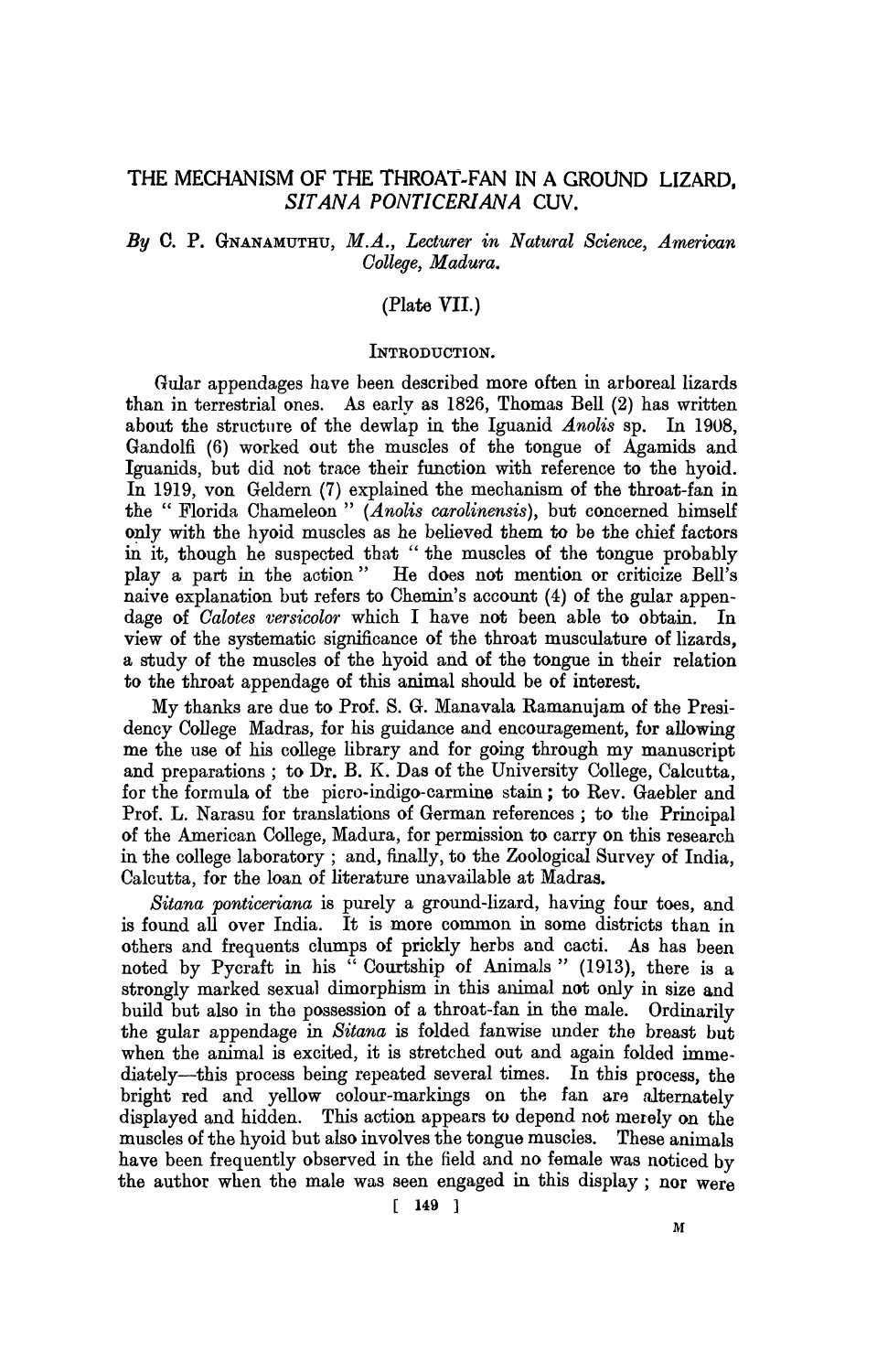# THE MECHANISM OF THE THROAT-FAN IN A GROUND LIZARD, *SITANA PONTICERIANA* CUV.

*By* C. P. GNANAMUTHU, *M.A., Lecturer in Natural Science, American College, Madura.*

(Plate VII.)

## INTRODUCTION.

Gular appendages have been described more often in arboreal lizards than in terrestrial ones. As early as 1826, Thomas Bell (2) has written about the structure of the dewlap in the Iguanid *Anolis* sp. In 1908, Gandolfi (6) worked out the muscles of the tongue of Agamids and Iguanids, but did not trace their function with reference to the hyoid. In 1919, von Geldern (7) explained the mechanism of the throat-fan in the " Florida Chameleon " (*Anolis carolinensis*), but concerned himself only with the hyoid muscles as he believed them to be the chief factors in it, though he suspected that " the muscles of the tongue probably play a part in the action " He does not mention or criticize Bell's naive explanation but refers to Chemin's account (4) of the gular appendage of *Calotes versicolor* which I have not been able to obtain. In view of the systematic significance of the throat musculature of lizards, a study of the muscles of the hyoid and of the tongue in their relation to the throat appendage of this animal should be of interest.

My thanks are due to Prof. S. G. Manavala Ramanujam of the Presidency College Madras, for his guidance and encouragement, for allowing me the use of his college library and for going through my manuscript and preparations ; to Dr. B. K. Das of the University College, Calcutta, for the formula of the picro-indigo-carmine stain ; to Rev. Gaebler and Prof. L. Narasu for translations of German references ; to the Principal of the American College, Madura, for permission to carry on this research in the college laboratory ; and, finally, to the Zoological Survey of India, Calcutta, for the loan of literature unavailable at Madras.

*Sitana ponticeriana* is purely a ground-lizard, having four toes, and is found all over India. It is more common in some districts than in others and frequents clumps of prickly herbs and cacti. As has been noted by Pycraft in his " Courtship of Animals " (1913), there is a strongly marked sexual dimorphism in this animal not only in size and build but also in the possession of a throat-fan in the male. Ordinarily the gular appendage in *Sitana* is folded fanwise under the breast but when the animal is excited, it is stretched out and again folded immediately—this process being repeated several times. In this process, the bright red and yellow colour-markings on the fan are alternately displayed and hidden. This action appears to depend not merely on the muscles of the hyoid but also involves the tongue muscles. These animals have been frequently observed in the field and no female was noticed by the author when the male was seen engaged in this display ; nor were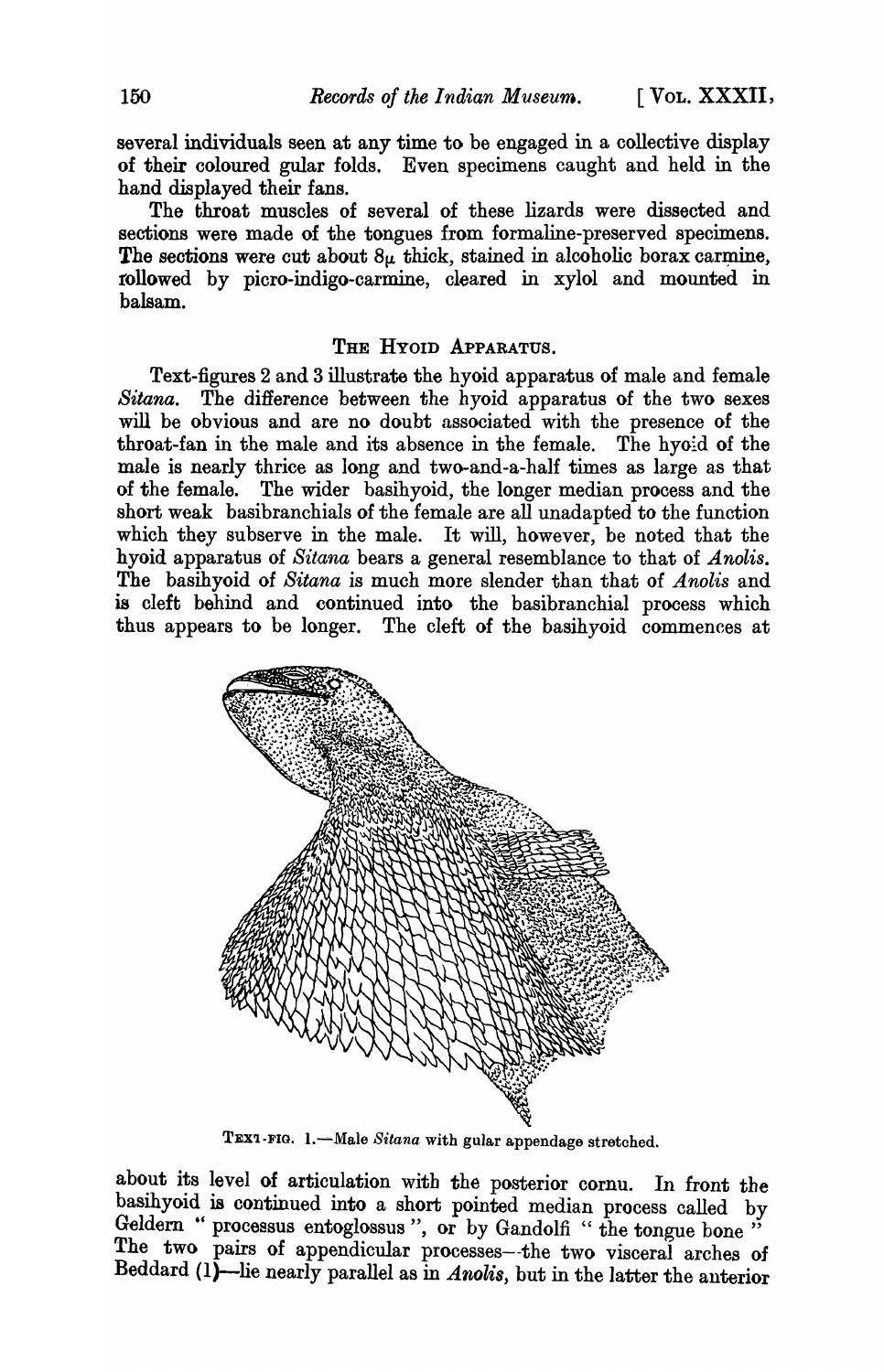several individuals seen at any time to be engaged in a collective display of their coloured gular folds. Even specimens caught and held in the hand displayed their fans.

The throat muscles of several of these lizards were dissected and sections were made of the tongues from formaline-preserved specimens. The sections were cut about $8\mu$ thick, stained in alcoholic borax carmine, followed by picro-indigo-carmine, cleared in xylol and mounted in balsam.

## The Hyoid Apparatus.

Text-figures 2 and 3 illustrate the hyoid apparatus of male and female *Sitana*. The difference between the hyoid apparatus of the two sexes will be obvious and are no doubt associated with the presence of the throat-fan in the male and its absence in the female. The hyoid of the male is nearly thrice as long and two-and-a-half times as large as that of the female. The wider basihyoid, the longer median process and the short weak basibranchials of the female are all unadapted to the function which they subserve in the male. It will, however, be noted that the hyoid apparatus of *Sitana* bears a general resemblance to that of *Anolis*. The basihyoid of *Sitana* is much more slender than that of *Anolis* and is cleft behind and continued into the basibranchial process which thus appears to be longer. The cleft of the basihyoid commences at about its level of articulation with the posterior cornu. In front the basihyoid is continued into a short pointed median process called by Geldern " processus entoglossus ", or by Gandolfi " the tongue bone " The two pairs of appendicular processes—the two visceral arches of Beddard (1)—lie nearly parallel as in *Anolis*, but in the latter the anterior

TEXT-FIG. 1.—Male *Sitana* with gular appendage stretched.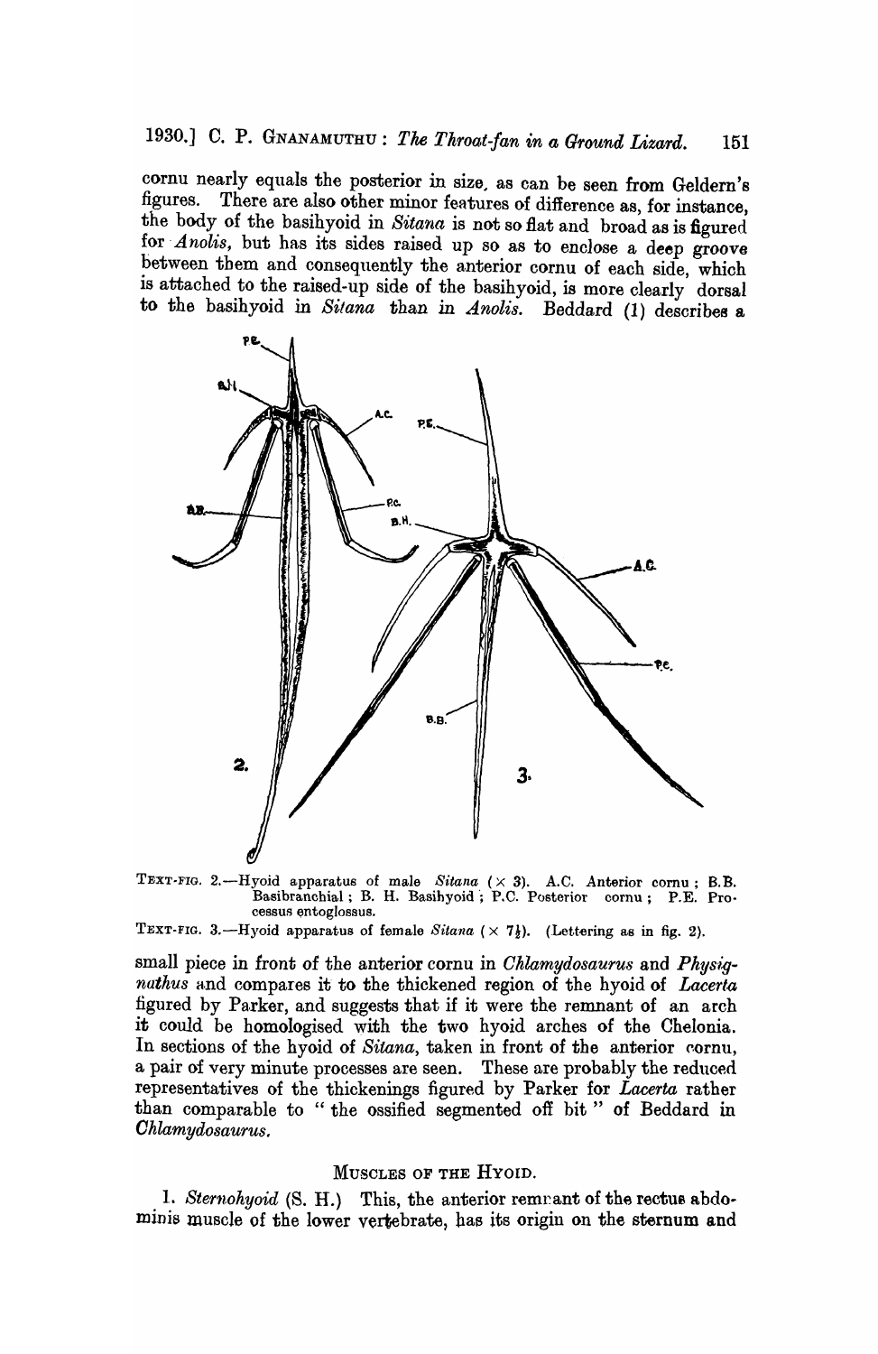cornu nearly equals the posterior in size, as can be seen from Geldern's figures. There are also other minor features of difference as, for instance, the body of the basihyoid in *Sitana* is not so flat and broad as is figured for *Anolis*, but has its sides raised up so as to enclose a deep groove between them and consequently the anterior cornu of each side, which is attached to the raised-up side of the basihyoid, is more clearly dorsal to the basihyoid in *Sitana* than in *Anolis*. Beddard (1) describes a small piece in front of the anterior cornu in *Chlamydosaurus* and *Physignathus* and compares it to the thickened region of the hyoid of *Lacerta* figured by Parker, and suggests that if it were the remnant of an arch it could be homologised with the two hyoid arches of the Chelonia. In sections of the hyoid of *Sitana*, taken in front of the anterior cornu, a pair of very minute processes are seen. These are probably the reduced representatives of the thickenings figured by Parker for *Lacerta* rather than comparable to "the ossified segmented off bit" of Beddard in *Chlamydosaurus*.

TEXT-FIG. 2.—Hyoid apparatus of male *Sitana* (× 3). A.C. Anterior cornu; B.B. Basibranchial; B. H. Basihyoid; P.C. Posterior cornu; P.E. Processus entoglossus.

TEXT-FIG. 3.—Hyoid apparatus of female *Sitana* (× 7½). (Lettering as in fig. 2).

## MUSCLES OF THE HYOID.

1. *Sternohyoid* (S. H.) This, the anterior remnant of the rectus abdominis muscle of the lower vertebrate, has its origin on the sternum and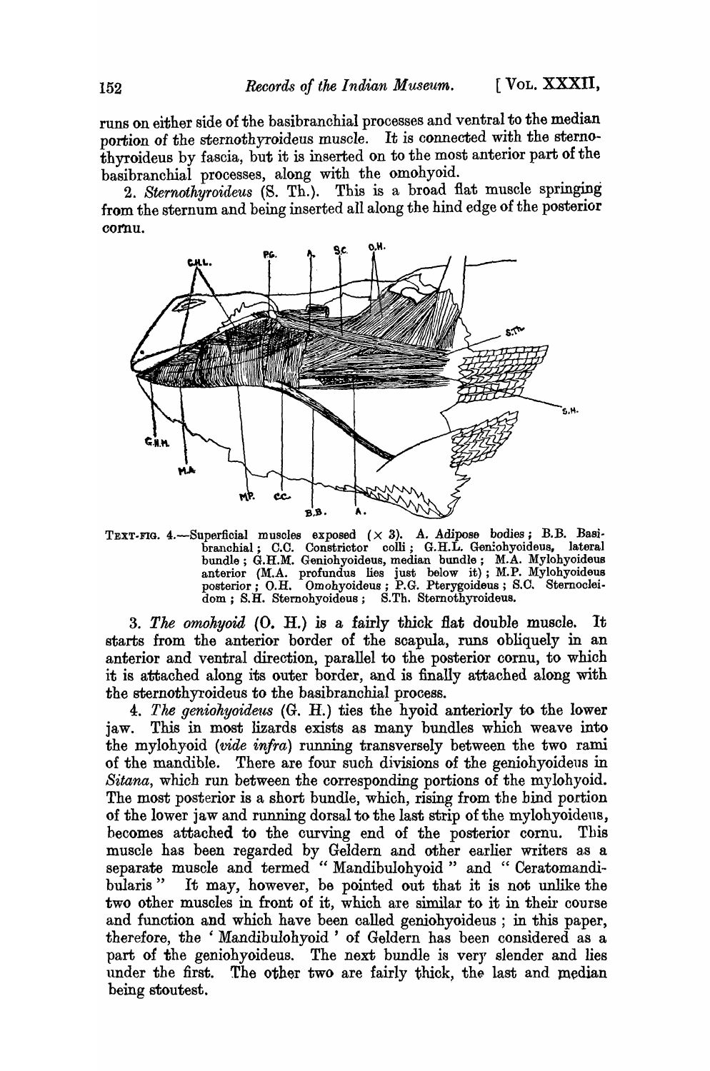runs on either side of the basibranchial processes and ventral to the median portion of the sternothyroideus muscle. It is connected with the sternothyroideus by fascia, but it is inserted on to the most anterior part of the basibranchial processes, along with the omohyoid.

2. *Sternothyroideus* (S. Th.). This is a broad flat muscle springing from the sternum and being inserted all along the hind edge of the posterior cornu.

TEXT-FIG. 4.—Superficial muscles exposed (× 3). A. Adipose bodies; B.B. Basibranchial; C.C. Constrictor colli; G.H.L. Geniohyoideus, lateral bundle; G.H.M. Geniohyoideus, median bundle; M.A. Mylohyoideus anterior (M.A. profundus lies just below it); M.P. Mylohyoideus posterior; O.H. Omohyoideus; P.G. Pterygoideus; S.C. Sternocleidom; S.H. Sternohyoideus; S.Th. Sternothyroideus.

3. *The omohyoid* (O. H.) is a fairly thick flat double muscle. It starts from the anterior border of the scapula, runs obliquely in an anterior and ventral direction, parallel to the posterior cornu, to which it is attached along its outer border, and is finally attached along with the sternothyroideus to the basibranchial process.

4. *The geniohyoideus* (G. H.) ties the hyoid anteriorly to the lower jaw. This in most lizards exists as many bundles which weave into the mylohyoid (*vide infra*) running transversely between the two rami of the mandible. There are four such divisions of the geniohyoideus in *Sitana*, which run between the corresponding portions of the mylohyoid. The most posterior is a short bundle, which, rising from the hind portion of the lower jaw and running dorsal to the last strip of the mylohyoideus, becomes attached to the curving end of the posterior cornu. This muscle has been regarded by Geldern and other earlier writers as a separate muscle and termed " Mandibulohyoid " and " Ceratomandibularis " It may, however, be pointed out that it is not unlike the two other muscles in front of it, which are similar to it in their course and function and which have been called geniohyoideus ; in this paper, therefore, the ' Mandibulohyoid ' of Geldern has been considered as a part of the geniohyoideus. The next bundle is very slender and lies under the first. The other two are fairly thick, the last and median being stoutest.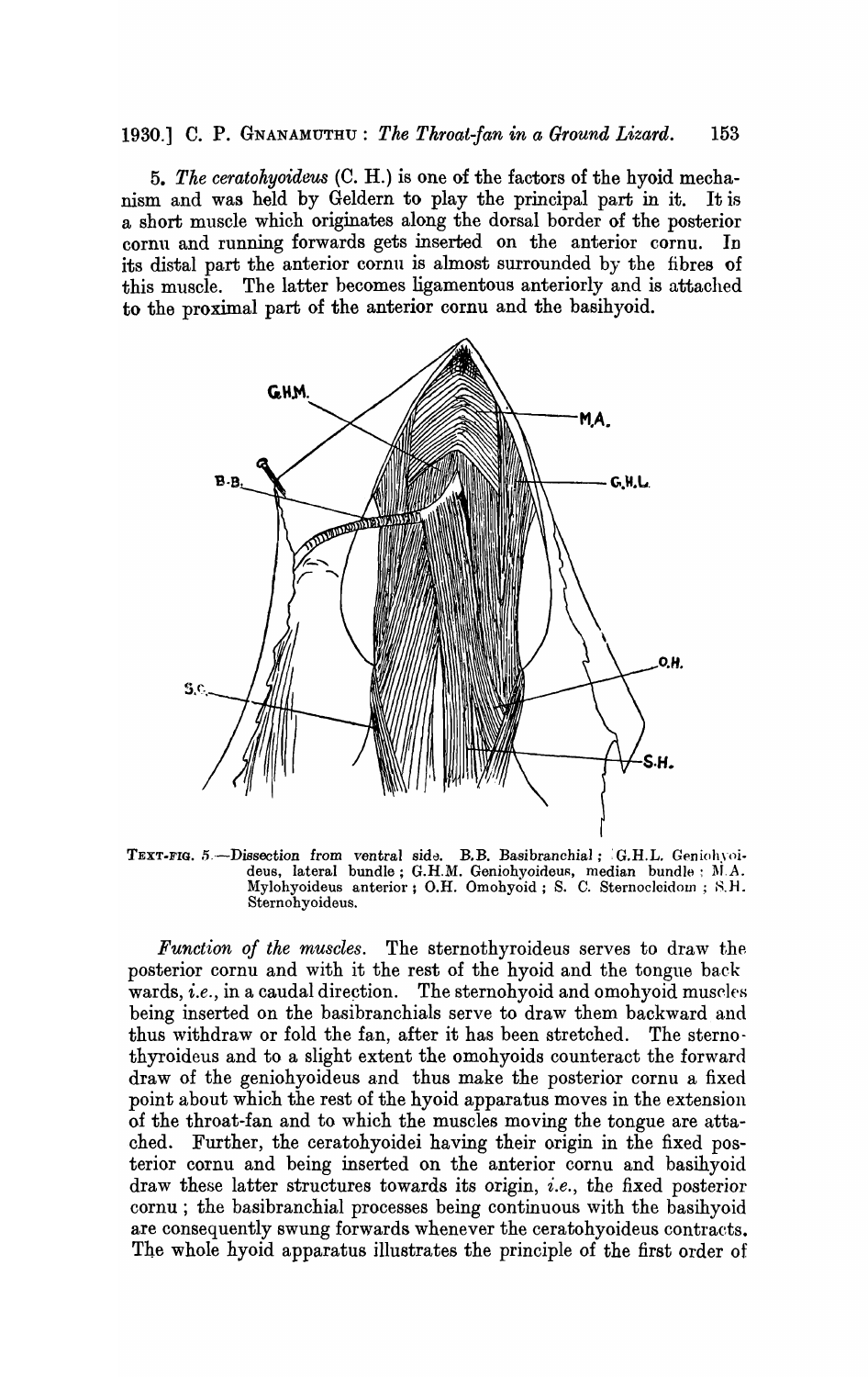5. *The ceratohyoideus* (C. H.) is one of the factors of the hyoid mechanism and was held by Geldern to play the principal part in it. It is a short muscle which originates along the dorsal border of the posterior cornu and running forwards gets inserted on the anterior cornu. In its distal part the anterior cornu is almost surrounded by the fibres of this muscle. The latter becomes ligamentous anteriorly and is attached to the proximal part of the anterior cornu and the basihyoid.

TEXT-FIG. 5.—Dissection from ventral side. B.B. Basibranchial; G.H.L. Geniohyoideus, lateral bundle; G.H.M. Geniohyoideus, median bundle; M.A. Mylohyoideus anterior; O.H. Omohyoid; S. C. Sternocleidom; S.H. Sternohyoideus.

*Function of the muscles.* The sternothyroideus serves to draw the posterior cornu and with it the rest of the hyoid and the tongue back wards, *i.e.*, in a caudal direction. The sternohyoid and omohyoid muscles being inserted on the basibranchials serve to draw them backward and thus withdraw or fold the fan, after it has been stretched. The sternothyroideus and to a slight extent the omohyoids counteract the forward draw of the geniohyoideus and thus make the posterior cornu a fixed point about which the rest of the hyoid apparatus moves in the extension of the throat-fan and to which the muscles moving the tongue are attached. Further, the ceratohyoidei having their origin in the fixed posterior cornu and being inserted on the anterior cornu and basihyoid draw these latter structures towards its origin, *i.e.*, the fixed posterior cornu; the basibranchial processes being continuous with the basihyoid are consequently swung forwards whenever the ceratohyoideus contracts. The whole hyoid apparatus illustrates the principle of the first order of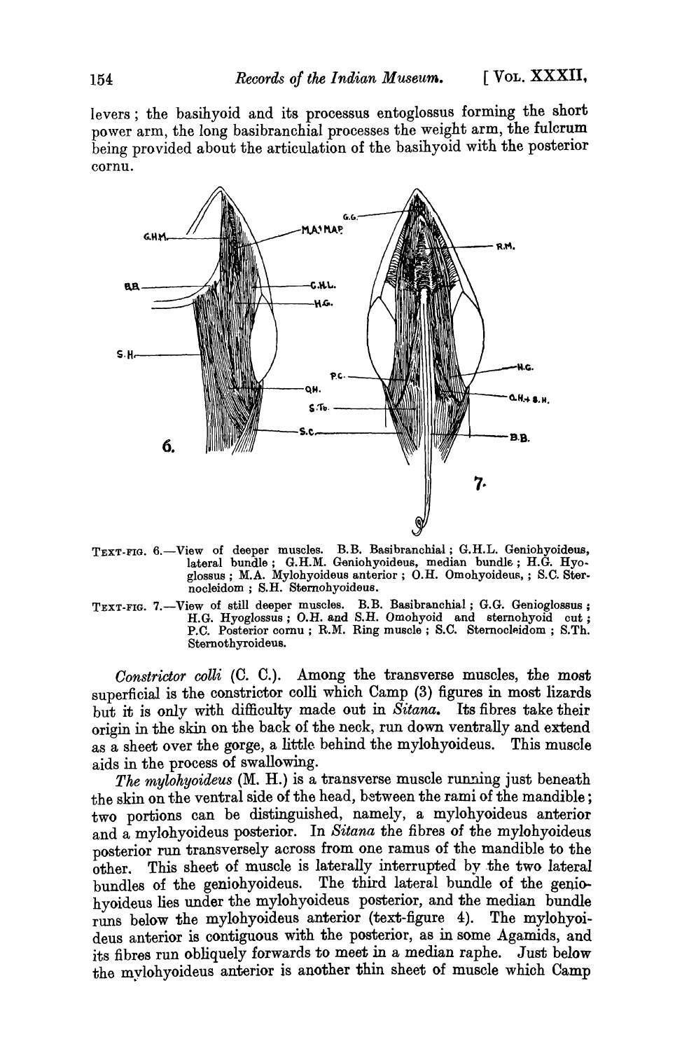levers; the basihyoid and its processus entoglossus forming the short power arm, the long basibranchial processes the weight arm, the fulcrum being provided about the articulation of the basihyoid with the posterior cornu.

TEXT-FIG. 6.—View of deeper muscles. B.B. Basibranchial; G.H.L. Geniohyoideus, lateral bundle; G.H.M. Geniohyoideus, median bundle; H.G. Hyoglossus; M.A. Mylohyoideus anterior; O.H. Omohyoideus,; S.C. Sternocleidom; S.H. Sternohyoideus.

TEXT-FIG. 7.—View of still deeper muscles. B.B. Basibranchial; G.G. Genioglossus; H.G. Hyoglossus; O.H. and S.H. Omohyoid and sternohyoid cut; P.C. Posterior cornu; R.M. Ring muscle; S.C. Sternocleidom; S.Th. Sternothyroideus.

*Constrictor colli* (C. C.). Among the transverse muscles, the most superficial is the constrictor colli which Camp (3) figures in most lizards but it is only with difficulty made out in *Sitana*. Its fibres take their origin in the skin on the back of the neck, run down ventrally and extend as a sheet over the gorge, a little behind the mylohyoideus. This muscle aids in the process of swallowing.

*The mylohyoideus* (M. H.) is a transverse muscle running just beneath the skin on the ventral side of the head, between the rami of the mandible; two portions can be distinguished, namely, a mylohyoideus anterior and a mylohyoideus posterior. In *Sitana* the fibres of the mylohyoideus posterior run transversely across from one ramus of the mandible to the other. This sheet of muscle is laterally interrupted by the two lateral bundles of the geniohyoideus. The third lateral bundle of the geniohyoideus lies under the mylohyoideus posterior, and the median bundle runs below the mylohyoideus anterior (text-figure 4). The mylohyoideus anterior is contiguous with the posterior, as in some Agamids, and its fibres run obliquely forwards to meet in a median raphe. Just below the mylohyoideus anterior is another thin sheet of muscle which Camp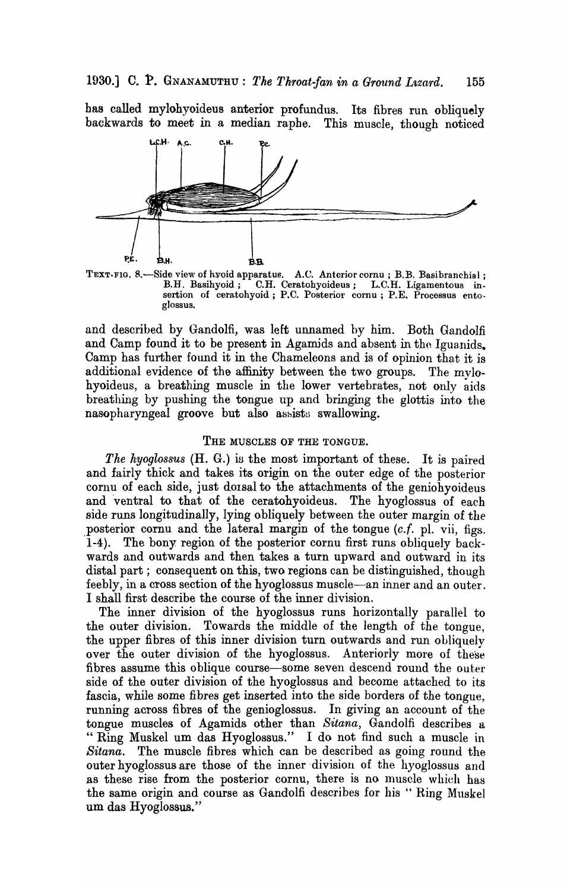has called mylohyoideus anterior profundus. Its fibres run obliquely backwards to meet in a median raphe. This muscle, though noticed

TEXT-FIG. 8.—Side view of hyoid apparatus. A.C. Anterior cornu; B.B. Basibranchial; B.H. Basihyoid; C.H. Ceratohyoideus; L.C.H. Ligamentous insertion of ceratohyoid; P.C. Posterior cornu; P.E. Processus entoglossus.

and described by Gandolfi, was left unnamed by him. Both Gandolfi and Camp found it to be present in Agamids and absent in the Iguanids. Camp has further found it in the Chameleons and is of opinion that it is additional evidence of the affinity between the two groups. The mylohyoideus, a breathing muscle in the lower vertebrates, not only aids breathing by pushing the tongue up and bringing the glottis into the nasopharyngeal groove but also assists swallowing.

## THE MUSCLES OF THE TONGUE.

*The hyoglossus* (H. G.) is the most important of these. It is paired and fairly thick and takes its origin on the outer edge of the posterior cornu of each side, just dorsal to the attachments of the geniohyoideus and ventral to that of the ceratohyoideus. The hyoglossus of each side runs longitudinally, lying obliquely between the outer margin of the posterior cornu and the lateral margin of the tongue (*c.f.* pl. vii, figs. 1-4). The bony region of the posterior cornu first runs obliquely backwards and outwards and then takes a turn upward and outward in its distal part; consequent on this, two regions can be distinguished, though feebly, in a cross section of the hyoglossus muscle—an inner and an outer. I shall first describe the course of the inner division.

The inner division of the hyoglossus runs horizontally parallel to the outer division. Towards the middle of the length of the tongue, the upper fibres of this inner division turn outwards and run obliquely over the outer division of the hyoglossus. Anteriorly more of these fibres assume this oblique course—some seven descend round the outer side of the outer division of the hyoglossus and become attached to its fascia, while some fibres get inserted into the side borders of the tongue, running across fibres of the genioglossus. In giving an account of the tongue muscles of Agamids other than *Sitana*, Gandolfi describes a "Ring Muskel um das Hyoglossus." I do not find such a muscle in *Sitana*. The muscle fibres which can be described as going round the outer hyoglossus are those of the inner division of the hyoglossus and as these rise from the posterior cornu, there is no muscle which has the same origin and course as Gandolfi describes for his "Ring Muskel um das Hyoglossus."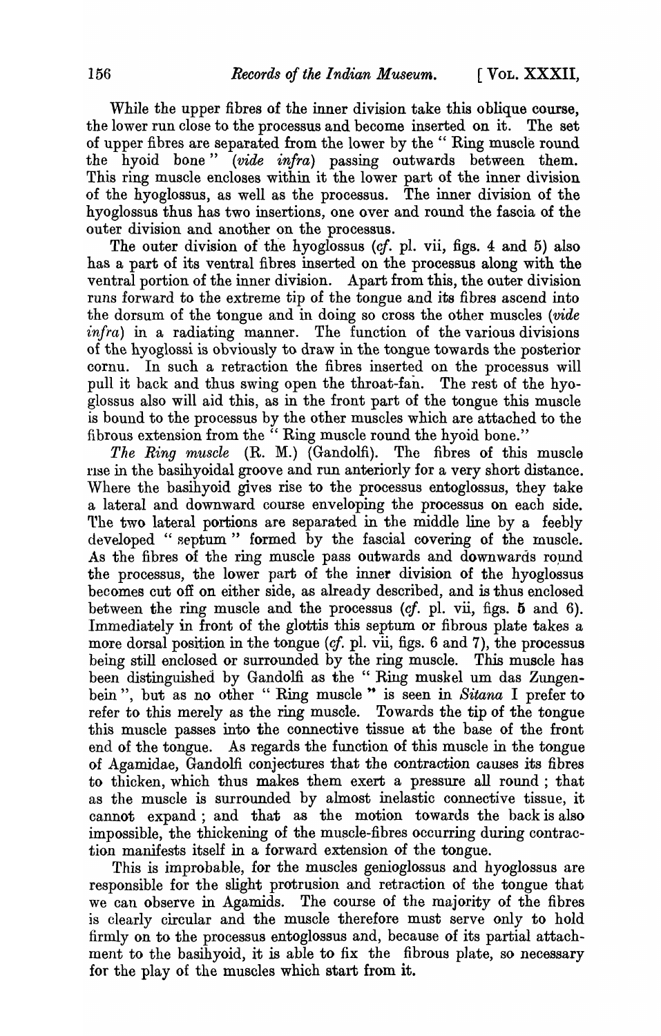While the upper fibres of the inner division take this oblique course, the lower run close to the processus and become inserted on it. The set of upper fibres are separated from the lower by the " Ring muscle round the hyoid bone " (*vide infra*) passing outwards between them. This ring muscle encloses within it the lower part of the inner division of the hyoglossus, as well as the processus. The inner division of the hyoglossus thus has two insertions, one over and round the fascia of the outer division and another on the processus.

The outer division of the hyoglossus (*cf.* pl. vii, figs. 4 and 5) also has a part of its ventral fibres inserted on the processus along with the ventral portion of the inner division. Apart from this, the outer division runs forward to the extreme tip of the tongue and its fibres ascend into the dorsum of the tongue and in doing so cross the other muscles (*vide infra*) in a radiating manner. The function of the various divisions of the hyoglossi is obviously to draw in the tongue towards the posterior cornu. In such a retraction the fibres inserted on the processus will pull it back and thus swing open the throat-fan. The rest of the hyoglossus also will aid this, as in the front part of the tongue this muscle is bound to the processus by the other muscles which are attached to the fibrous extension from the " Ring muscle round the hyoid bone."

*The Ring muscle* (R. M.) (Gandolfi). The fibres of this muscle rise in the basihyoidal groove and run anteriorly for a very short distance. Where the basihyoid gives rise to the processus entoglossus, they take a lateral and downward course enveloping the processus on each side. The two lateral portions are separated in the middle line by a feebly developed " septum " formed by the fascial covering of the muscle. As the fibres of the ring muscle pass outwards and downwards round the processus, the lower part of the inner division of the hyoglossus becomes cut off on either side, as already described, and is thus enclosed between the ring muscle and the processus (*cf.* pl. vii, figs. 5 and 6). Immediately in front of the glottis this septum or fibrous plate takes a more dorsal position in the tongue (*cf.* pl. vii, figs. 6 and 7), the processus being still enclosed or surrounded by the ring muscle. This muscle has been distinguished by Gandolfi as the " Ring muskel um das Zungenbein ", but as no other " Ring muscle " is seen in *Sitana* I prefer to refer to this merely as the ring muscle. Towards the tip of the tongue this muscle passes into the connective tissue at the base of the front end of the tongue. As regards the function of this muscle in the tongue of Agamidae, Gandolfi conjectures that the contraction causes its fibres to thicken, which thus makes them exert a pressure all round ; that as the muscle is surrounded by almost inelastic connective tissue, it cannot expand ; and that as the motion towards the back is also impossible, the thickening of the muscle-fibres occurring during contraction manifests itself in a forward extension of the tongue.

This is improbable, for the muscles genioglossus and hyoglossus are responsible for the slight protrusion and retraction of the tongue that we can observe in Agamids. The course of the majority of the fibres is clearly circular and the muscle therefore must serve only to hold firmly on to the processus entoglossus and, because of its partial attachment to the basihyoid, it is able to fix the fibrous plate, so necessary for the play of the muscles which start from it.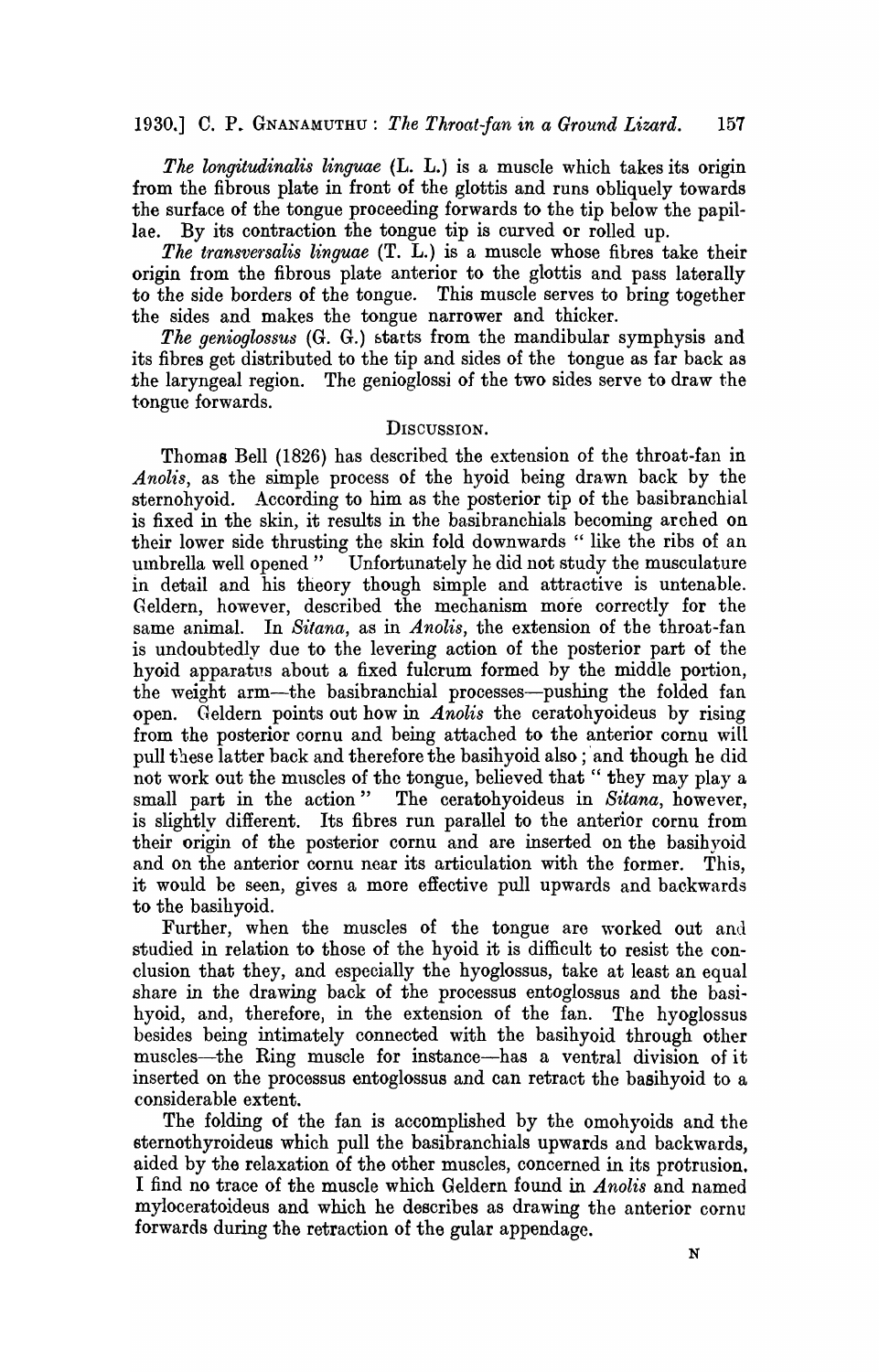*The longitudinalis linguae* (L. L.) is a muscle which takes its origin from the fibrous plate in front of the glottis and runs obliquely towards the surface of the tongue proceeding forwards to the tip below the papillae. By its contraction the tongue tip is curved or rolled up.

*The transversalis linguae* (T. L.) is a muscle whose fibres take their origin from the fibrous plate anterior to the glottis and pass laterally to the side borders of the tongue. This muscle serves to bring together the sides and makes the tongue narrower and thicker.

*The genioglossus* (G. G.) starts from the mandibular symphysis and its fibres get distributed to the tip and sides of the tongue as far back as the laryngeal region. The genioglossi of the two sides serve to draw the tongue forwards.

## DISCUSSION.

Thomas Bell (1826) has described the extension of the throat-fan in *Anolis*, as the simple process of the hyoid being drawn back by the sternohyoid. According to him as the posterior tip of the basibranchial is fixed in the skin, it results in the basibranchials becoming arched on their lower side thrusting the skin fold downwards " like the ribs of an umbrella well opened " Unfortunately he did not study the musculature in detail and his theory though simple and attractive is untenable. Geldern, however, described the mechanism more correctly for the same animal. In *Sitana*, as in *Anolis*, the extension of the throat-fan is undoubtedly due to the levering action of the posterior part of the hyoid apparatus about a fixed fulcrum formed by the middle portion, the weight arm—the basibranchial processes—pushing the folded fan open. Geldern points out how in *Anolis* the ceratohyoideus by rising from the posterior cornu and being attached to the anterior cornu will pull these latter back and therefore the basihyoid also ; and though he did not work out the muscles of the tongue, believed that " they may play a small part in the action " The ceratohyoideus in *Sitana*, however, is slightly different. Its fibres run parallel to the anterior cornu from their origin of the posterior cornu and are inserted on the basihyoid and on the anterior cornu near its articulation with the former. This, it would be seen, gives a more effective pull upwards and backwards to the basihyoid.

Further, when the muscles of the tongue are worked out and studied in relation to those of the hyoid it is difficult to resist the conclusion that they, and especially the hyoglossus, take at least an equal share in the drawing back of the processus entoglossus and the basihyoid, and, therefore, in the extension of the fan. The hyoglossus besides being intimately connected with the basihyoid through other muscles—the Ring muscle for instance—has a ventral division of it inserted on the processus entoglossus and can retract the basihyoid to a considerable extent.

The folding of the fan is accomplished by the omohyoids and the sternothyroideus which pull the basibranchials upwards and backwards, aided by the relaxation of the other muscles, concerned in its protrusion. I find no trace of the muscle which Geldern found in *Anolis* and named myloceratoideus and which he describes as drawing the anterior cornu forwards during the retraction of the gular appendage.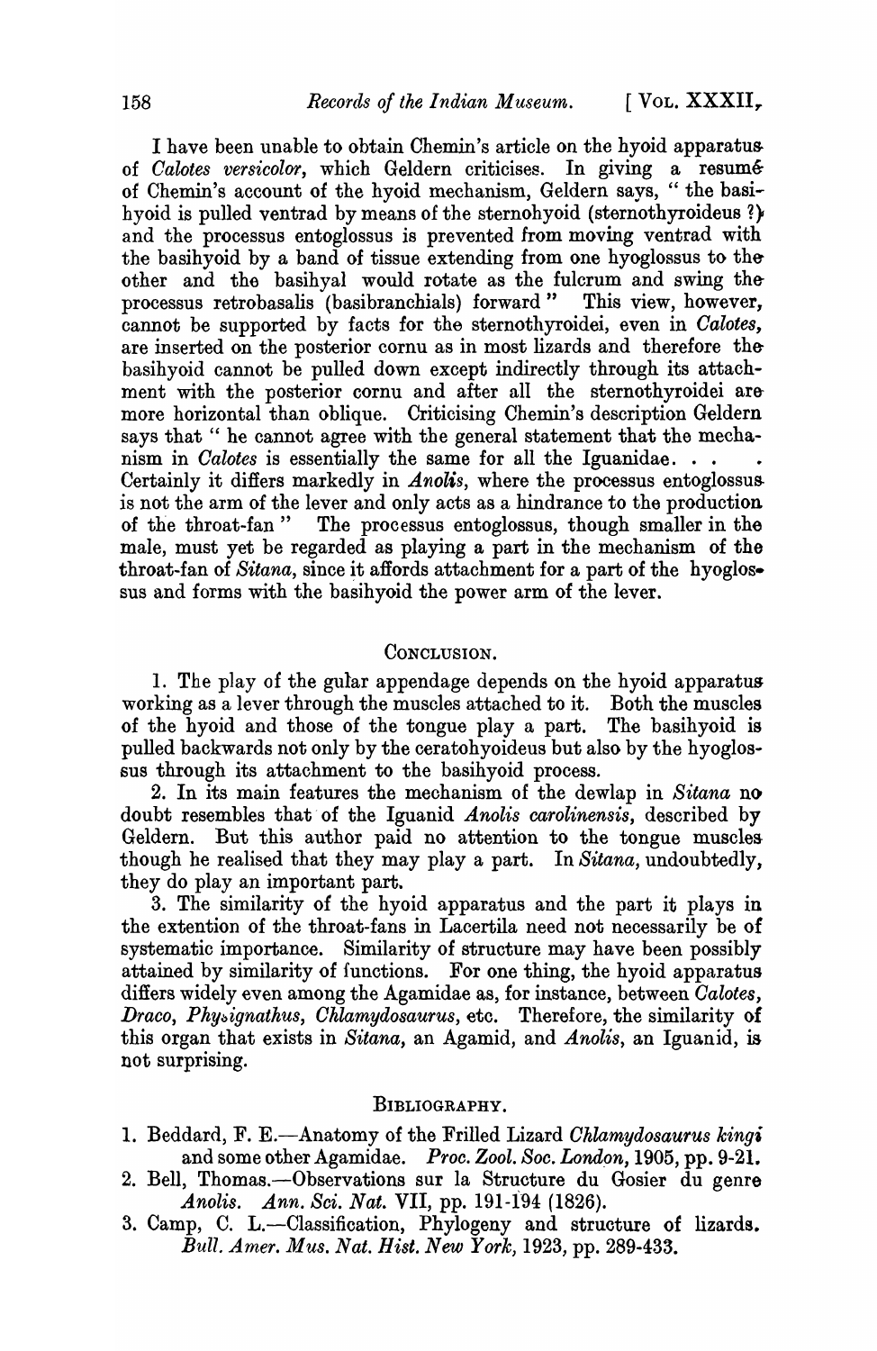I have been unable to obtain Chemin's article on the hyoid apparatus of *Calotes versicolor*, which Geldern criticises. In giving a resumé of Chemin's account of the hyoid mechanism, Geldern says, " the basihyoid is pulled ventrad by means of the sternohyoid (sternothyroideus ?) and the processus entoglossus is prevented from moving ventrad with the basihyoid by a band of tissue extending from one hyoglossus to the other and the basihyal would rotate as the fulcrum and swing the processus retrobasalis (basibranchials) forward " This view, however, cannot be supported by facts for the sternothyroidei, even in *Calotes*, are inserted on the posterior cornu as in most lizards and therefore the basihyoid cannot be pulled down except indirectly through its attachment with the posterior cornu and after all the sternothyroidei are more horizontal than oblique. Criticising Chemin's description Geldern says that " he cannot agree with the general statement that the mechanism in *Calotes* is essentially the same for all the Iguanidae. . . . Certainly it differs markedly in *Anolis*, where the processus entoglossus is not the arm of the lever and only acts as a hindrance to the production of the throat-fan " The processus entoglossus, though smaller in the male, must yet be regarded as playing a part in the mechanism of the throat-fan of *Sitana*, since it affords attachment for a part of the hyoglossus and forms with the basihyoid the power arm of the lever.

## CONCLUSION.

1. The play of the gular appendage depends on the hyoid apparatus working as a lever through the muscles attached to it. Both the muscles of the hyoid and those of the tongue play a part. The basihyoid is pulled backwards not only by the ceratohyoideus but also by the hyoglossus through its attachment to the basihyoid process.

2. In its main features the mechanism of the dewlap in *Sitana* no doubt resembles that of the Iguanid *Anolis carolinensis*, described by Geldern. But this author paid no attention to the tongue muscles though he realised that they may play a part. In *Sitana*, undoubtedly, they do play an important part.

3. The similarity of the hyoid apparatus and the part it plays in the extention of the throat-fans in Lacertila need not necessarily be of systematic importance. Similarity of structure may have been possibly attained by similarity of functions. For one thing, the hyoid apparatus differs widely even among the Agamidae as, for instance, between *Calotes*, *Draco*, *Physignathus*, *Chlamydosaurus*, etc. Therefore, the similarity of this organ that exists in *Sitana*, an Agamid, and *Anolis*, an Iguanid, is not surprising.

## BIBLIOGRAPHY.

1. Beddard, F. E.—Anatomy of the Frilled Lizard *Chlamydosaurus kingi* and some other Agamidae. *Proc. Zool. Soc. London*, 1905, pp. 9-21.
2. Bell, Thomas.—Observations sur la Structure du Gosier du genre *Anolis*. *Ann. Sci. Nat.* VII, pp. 191-194 (1826).
3. Camp, C. L.—Classification, Phylogeny and structure of lizards. *Bull. Amer. Mus. Nat. Hist. New York*, 1923, pp. 289-433.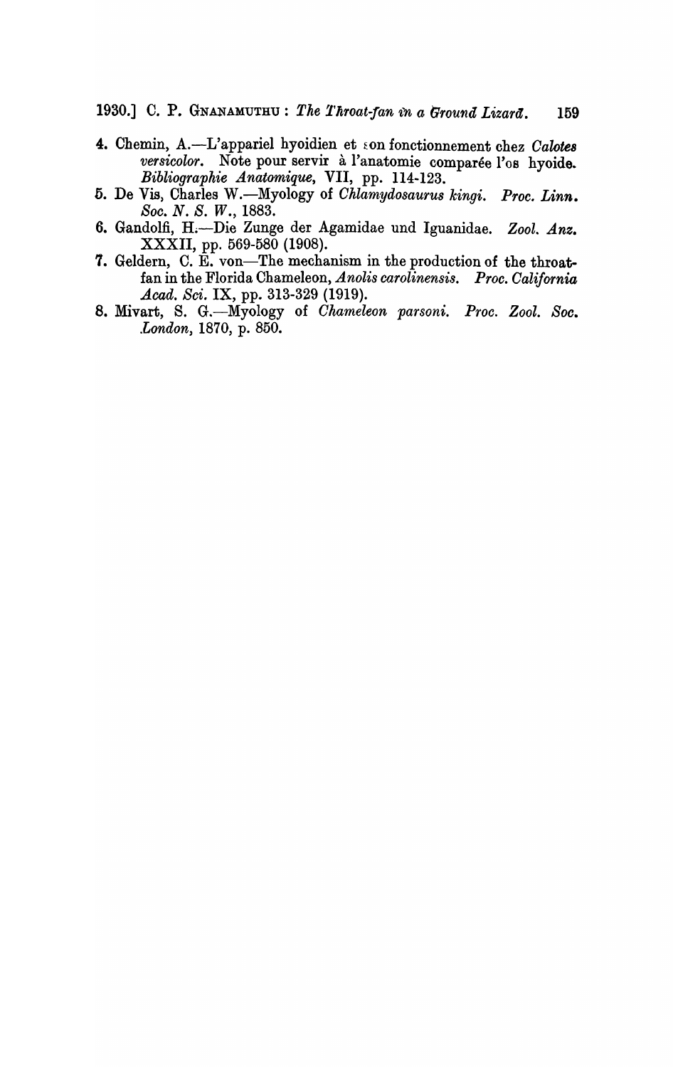4. Chemin, A.—L'appariel hyoidien et son fonctionnement chez *Calotes versicolor*. Note pour servir à l'anatomie comparée l'os hyoide. *Bibliographie Anatomique*, VII, pp. 114-123.
5. De Vis, Charles W.—Myology of *Chlamydosaurus kingi*. *Proc. Linn. Soc. N. S. W.*, 1883.
6. Gandolfi, H.—Die Zunge der Agamidae und Iguanidae. *Zool. Anz.* XXXII, pp. 569-580 (1908).
7. Geldern, C. E. von—The mechanism in the production of the throat-fan in the Florida Chameleon, *Anolis carolinensis*. *Proc. California Acad. Sci.* IX, pp. 313-329 (1919).
8. Mivart, S. G.—Myology of *Chameleon parsoni*. *Proc. Zool. Soc. London*, 1870, p. 850.